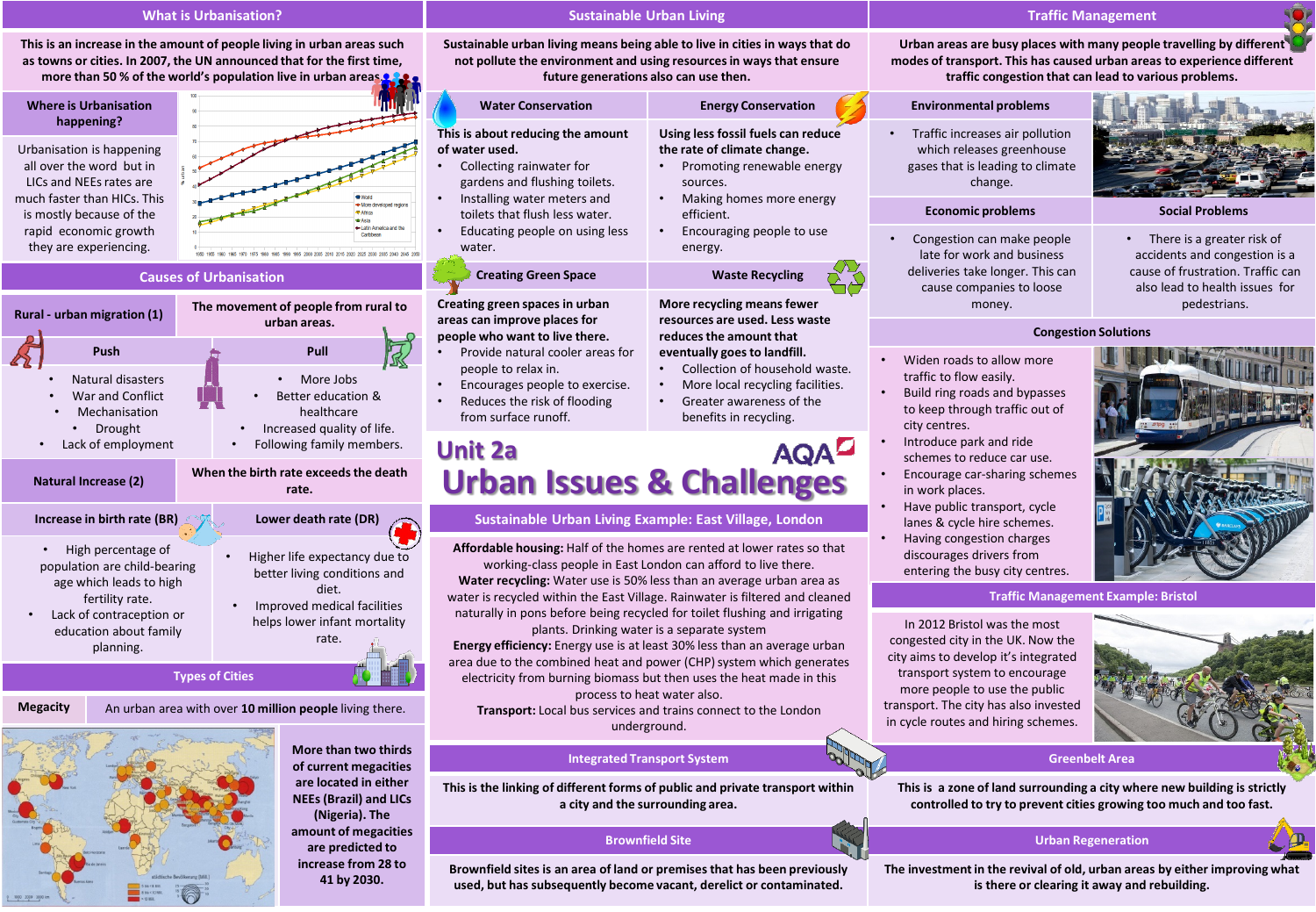// Unit 2a — AQA

# Urban Issues & Challenges

## What is Urbanisation?

This is an increase in the amount of people living in urban areas such as towns or cities. In 2007, the UN announced that for the first time, more than 50 % of the world's population live in urban areas.

### Where is Urbanisation happening?

Urbanisation is happening all over the word but in LICs and NEEs rates are much faster than HICs. This is mostly because of the rapid economic growth they are experiencing.

## Causes of Urbanisation

### Rural - urban migration (1)

The movement of people from rural to urban areas.

| Push | Pull |
| --- | --- |
| Natural disasters | More Jobs |
| War and Conflict | Better education & healthcare |
| Mechanisation | Increased quality of life. |
| Drought | Following family members. |
| Lack of employment | |

### Natural Increase (2)

When the birth rate exceeds the death rate.

**Increase in birth rate (BR)**
- High percentage of population are child-bearing age which leads to high fertility rate.
- Lack of contraception or education about family planning.

**Lower death rate (DR)**
- Higher life expectancy due to better living conditions and diet.
- Improved medical facilities helps lower infant mortality rate.

## Types of Cities

**Megacity** — An urban area with over **10 million people** living there.

More than two thirds of current megacities are located in either NEEs (Brazil) and LICs (Nigeria). The amount of megacities are predicted to increase from 28 to 41 by 2030.

## Sustainable Urban Living

Sustainable urban living means being able to live in cities in ways that do not pollute the environment and using resources in ways that ensure future generations also can use then.

### Water Conservation

This is about reducing the amount of water used.
- Collecting rainwater for gardens and flushing toilets.
- Installing water meters and toilets that flush less water.
- Educating people on using less water.

### Energy Conservation

Using less fossil fuels can reduce the rate of climate change.
- Promoting renewable energy sources.
- Making homes more energy efficient.
- Encouraging people to use energy.

### Creating Green Space

Creating green spaces in urban areas can improve places for people who want to live there.
- Provide natural cooler areas for people to relax in.
- Encourages people to exercise.
- Reduces the risk of flooding from surface runoff.

### Waste Recycling

More recycling means fewer resources are used. Less waste reduces the amount that eventually goes to landfill.
- Collection of household waste.
- More local recycling facilities.
- Greater awareness of the benefits in recycling.

## Sustainable Urban Living Example: East Village, London

**Affordable housing:** Half of the homes are rented at lower rates so that working-class people in East London can afford to live there.
**Water recycling:** Water use is 50% less than an average urban area as water is recycled within the East Village. Rainwater is filtered and cleaned naturally in ponds before being recycled for toilet flushing and irrigating plants. Drinking water is a separate system
**Energy efficiency:** Energy use is at least 30% less than an average urban area due to the combined heat and power (CHP) system which generates electricity from burning biomass but then uses the heat made in this process to heat water also.
**Transport:** Local bus services and trains connect to the London underground.

## Integrated Transport System

This is the linking of different forms of public and private transport within a city and the surrounding area.

## Brownfield Site

Brownfield sites is an area of land or premises that has been previously used, but has subsequently become vacant, derelict or contaminated.

## Traffic Management

Urban areas are busy places with many people travelling by different modes of transport. This has caused urban areas to experience different traffic congestion that can lead to various problems.

### Environmental problems

- Traffic increases air pollution which releases greenhouse gases that is leading to climate change.

### Economic problems

- Congestion can make people late for work and business deliveries take longer. This can cause companies to loose money.

### Social Problems

- There is a greater risk of accidents and congestion is a cause of frustration. Traffic can also lead to health issues for pedestrians.

### Congestion Solutions

- Widen roads to allow more traffic to flow easily.
- Build ring roads and bypasses to keep through traffic out of city centres.
- Introduce park and ride schemes to reduce car use.
- Encourage car-sharing schemes in work places.
- Have public transport, cycle lanes & cycle hire schemes.
- Having congestion charges discourages drivers from entering the busy city centres.

## Traffic Management Example: Bristol

In 2012 Bristol was the most congested city in the UK. Now the city aims to develop it's integrated transport system to encourage more people to use the public transport. The city has also invested in cycle routes and hiring schemes.

## Greenbelt Area

This is a zone of land surrounding a city where new building is strictly controlled to try to prevent cities growing too much and too fast.

## Urban Regeneration

The investment in the revival of old, urban areas by either improving what is there or clearing it away and rebuilding.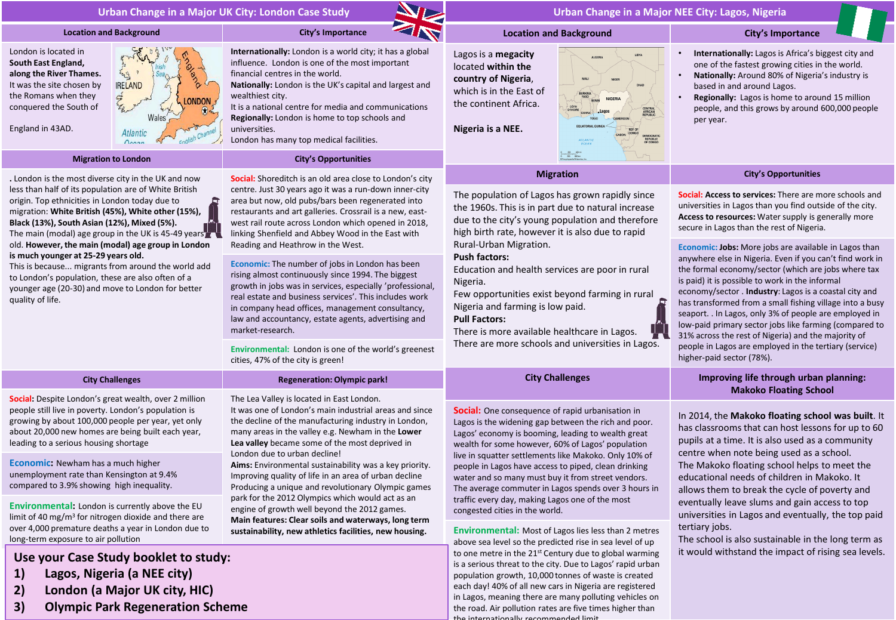# Urban Change in a Major UK City: London Case Study

## Location and Background

London is located in **South East England, along the River Thames.** It was the site chosen by the Romans when they conquered the South of England in 43AD.

## City's Importance

**Internationally:** London is a world city; it has a global influence. London is one of the most important financial centres in the world.

**Nationally:** London is the UK's capital and largest and wealthiest city.

It is a national centre for media and communications

**Regionally:** London is home to top schools and universities.

London has many top medical facilities.

## Migration to London

. London is the most diverse city in the UK and now less than half of its population are of White British origin. Top ethnicities in London today due to migration: **White British (45%), White other (15%), Black (13%), South Asian (12%), Mixed (5%).**

The main (modal) age group in the UK is 45-49 years old. **However, the main (modal) age group in London is much younger at 25-29 years old.**

This is because... migrants from around the world add to London's population, these are also often of a younger age (20-30) and move to London for better quality of life.

## City's Opportunities

**Social:** Shoreditch is an old area close to London's city centre. Just 30 years ago it was a run-down inner-city area but now, old pubs/bars have been regenerated into restaurants and art galleries. Crossrail is a new, east-west rail route across London which opened in 2018, linking Shenfield and Abbey Wood in the East with Reading and Heathrow in the West.

**Economic:** The number of jobs in London has been rising almost continuously since 1994. The biggest growth in jobs was in services, especially 'professional, real estate and business services'. This includes work in company head offices, management consultancy, law and accountancy, estate agents, advertising and market-research.

**Environmental:** London is one of the world's greenest cities, 47% of the city is green!

## City Challenges

**Social:** Despite London's great wealth, over 2 million people still live in poverty. London's population is growing by about 100,000 people per year, yet only about 20,000 new homes are being built each year, leading to a serious housing shortage

**Economic:** Newham has a much higher unemployment rate than Kensington at 9.4% compared to 3.9% showing high inequality.

**Environmental:** London is currently above the EU limit of 40 mg/m$^3$ for nitrogen dioxide and there are over 4,000 premature deaths a year in London due to long-term exposure to air pollution

## Regeneration: Olympic park!

The Lea Valley is located in East London.

It was one of London's main industrial areas and since the decline of the manufacturing industry in London, many areas in the valley e.g. Newham in the **Lower Lea valley** became some of the most deprived in London due to urban decline!

**Aims:** Environmental sustainability was a key priority. Improving quality of life in an area of urban decline Producing a unique and revolutionary Olympic games park for the 2012 Olympics which would act as an engine of growth well beyond the 2012 games.

**Main features: Clear soils and waterways, long term sustainability, new athletics facilities, new housing.**

## Use your Case Study booklet to study:

1) Lagos, Nigeria (a NEE city)
2) London (a Major UK city, HIC)
3) Olympic Park Regeneration Scheme

# Urban Change in a Major NEE City: Lagos, Nigeria

## Location and Background

Lagos is a **megacity** located **within the country of Nigeria**, which is in the East of the continent Africa.

**Nigeria is a NEE.**

## City's Importance

- **Internationally:** Lagos is Africa's biggest city and one of the fastest growing cities in the world.
- **Nationally:** Around 80% of Nigeria's industry is based in and around Lagos.
- **Regionally:** Lagos is home to around 15 million people, and this grows by around 600,000 people per year.

## Migration

The population of Lagos has grown rapidly since the 1960s. This is in part due to natural increase due to the city's young population and therefore high birth rate, however it is also due to rapid Rural-Urban Migration.

**Push factors:**

Education and health services are poor in rural Nigeria.

Few opportunities exist beyond farming in rural Nigeria and farming is low paid.

**Pull Factors:**

There is more available healthcare in Lagos.

There are more schools and universities in Lagos.

## City's Opportunities

**Social: Access to services:** There are more schools and universities in Lagos than you find outside of the city. **Access to resources:** Water supply is generally more secure in Lagos than the rest of Nigeria.

**Economic: Jobs:** More jobs are available in Lagos than anywhere else in Nigeria. Even if you can't find work in the formal economy/sector (which are jobs where tax is paid) it is possible to work in the informal economy/sector . **Industry**: Lagos is a coastal city and has transformed from a small fishing village into a busy seaport. . In Lagos, only 3% of people are employed in low-paid primary sector jobs like farming (compared to 31% across the rest of Nigeria) and the majority of people in Lagos are employed in the tertiary (service) higher-paid sector (78%).

## City Challenges

**Social:** One consequence of rapid urbanisation in Lagos is the widening gap between the rich and poor. Lagos' economy is booming, leading to wealth great wealth for some however, 60% of Lagos' population live in squatter settlements like Makoko. Only 10% of people in Lagos have access to piped, clean drinking water and so many must buy it from street vendors. The average commuter in Lagos spends over 3 hours in traffic every day, making Lagos one of the most congested cities in the world.

**Environmental:** Most of Lagos lies less than 2 metres above sea level so the predicted rise in sea level of up to one metre in the 21st Century due to global warming is a serious threat to the city. Due to Lagos' rapid urban population growth, 10,000 tonnes of waste is created each day! 40% of all new cars in Nigeria are registered in Lagos, meaning there are many polluting vehicles on the road. Air pollution rates are five times higher than the internationally recommended limit.

## Improving life through urban planning: Makoko Floating School

In 2014, the **Makoko floating school was built**. It has classrooms that can host lessons for up to 60 pupils at a time. It is also used as a community centre when note being used as a school.

The Makoko floating school helps to meet the educational needs of children in Makoko. It allows them to break the cycle of poverty and eventually leave slums and gain access to top universities in Lagos and eventually, the top paid tertiary jobs.

The school is also sustainable in the long term as it would withstand the impact of rising sea levels.